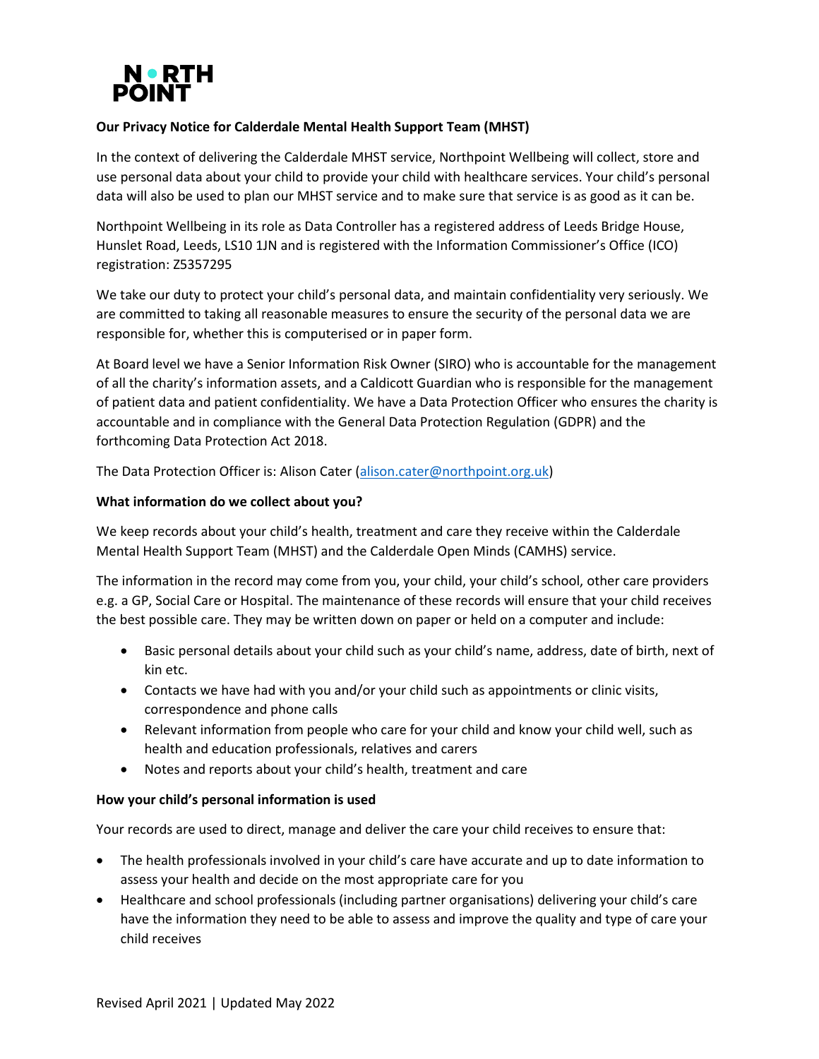N • RTH
POINT

**Our Privacy Notice for Calderdale Mental Health Support Team (MHST)**

In the context of delivering the Calderdale MHST service, Northpoint Wellbeing will collect, store and use personal data about your child to provide your child with healthcare services. Your child's personal data will also be used to plan our MHST service and to make sure that service is as good as it can be.

Northpoint Wellbeing in its role as Data Controller has a registered address of Leeds Bridge House, Hunslet Road, Leeds, LS10 1JN and is registered with the Information Commissioner's Office (ICO) registration: Z5357295

We take our duty to protect your child's personal data, and maintain confidentiality very seriously. We are committed to taking all reasonable measures to ensure the security of the personal data we are responsible for, whether this is computerised or in paper form.

At Board level we have a Senior Information Risk Owner (SIRO) who is accountable for the management of all the charity's information assets, and a Caldicott Guardian who is responsible for the management of patient data and patient confidentiality. We have a Data Protection Officer who ensures the charity is accountable and in compliance with the General Data Protection Regulation (GDPR) and the forthcoming Data Protection Act 2018.

The Data Protection Officer is: Alison Cater (alison.cater@northpoint.org.uk)

**What information do we collect about you?**

We keep records about your child's health, treatment and care they receive within the Calderdale Mental Health Support Team (MHST) and the Calderdale Open Minds (CAMHS) service.

The information in the record may come from you, your child, your child's school, other care providers e.g. a GP, Social Care or Hospital. The maintenance of these records will ensure that your child receives the best possible care. They may be written down on paper or held on a computer and include:

- Basic personal details about your child such as your child's name, address, date of birth, next of kin etc.
- Contacts we have had with you and/or your child such as appointments or clinic visits, correspondence and phone calls
- Relevant information from people who care for your child and know your child well, such as health and education professionals, relatives and carers
- Notes and reports about your child's health, treatment and care

**How your child's personal information is used**

Your records are used to direct, manage and deliver the care your child receives to ensure that:

- The health professionals involved in your child's care have accurate and up to date information to assess your health and decide on the most appropriate care for you
- Healthcare and school professionals (including partner organisations) delivering your child's care have the information they need to be able to assess and improve the quality and type of care your child receives

Revised April 2021 | Updated May 2022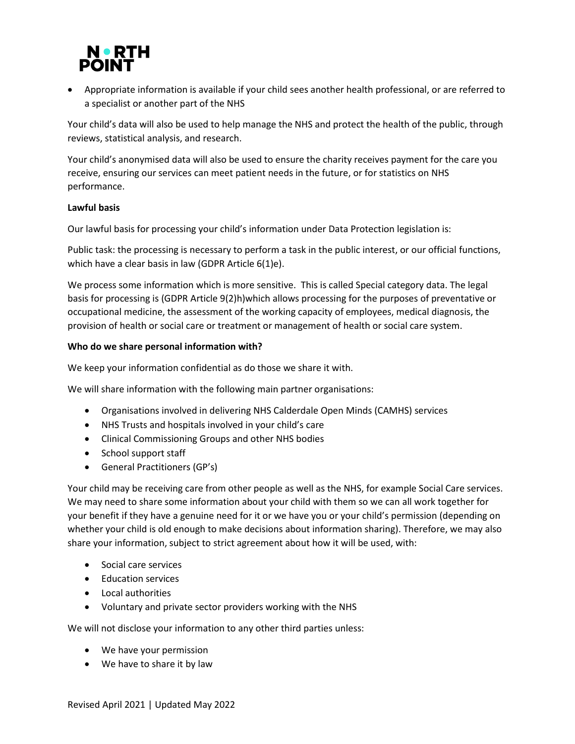- Appropriate information is available if your child sees another health professional, or are referred to a specialist or another part of the NHS

Your child's data will also be used to help manage the NHS and protect the health of the public, through reviews, statistical analysis, and research.

Your child's anonymised data will also be used to ensure the charity receives payment for the care you receive, ensuring our services can meet patient needs in the future, or for statistics on NHS performance.

**Lawful basis**

Our lawful basis for processing your child's information under Data Protection legislation is:

Public task: the processing is necessary to perform a task in the public interest, or our official functions, which have a clear basis in law (GDPR Article 6(1)e).

We process some information which is more sensitive. This is called Special category data. The legal basis for processing is (GDPR Article 9(2)h)which allows processing for the purposes of preventative or occupational medicine, the assessment of the working capacity of employees, medical diagnosis, the provision of health or social care or treatment or management of health or social care system.

**Who do we share personal information with?**

We keep your information confidential as do those we share it with.

We will share information with the following main partner organisations:

- Organisations involved in delivering NHS Calderdale Open Minds (CAMHS) services
- NHS Trusts and hospitals involved in your child's care
- Clinical Commissioning Groups and other NHS bodies
- School support staff
- General Practitioners (GP's)

Your child may be receiving care from other people as well as the NHS, for example Social Care services. We may need to share some information about your child with them so we can all work together for your benefit if they have a genuine need for it or we have you or your child's permission (depending on whether your child is old enough to make decisions about information sharing). Therefore, we may also share your information, subject to strict agreement about how it will be used, with:

- Social care services
- Education services
- Local authorities
- Voluntary and private sector providers working with the NHS

We will not disclose your information to any other third parties unless:

- We have your permission
- We have to share it by law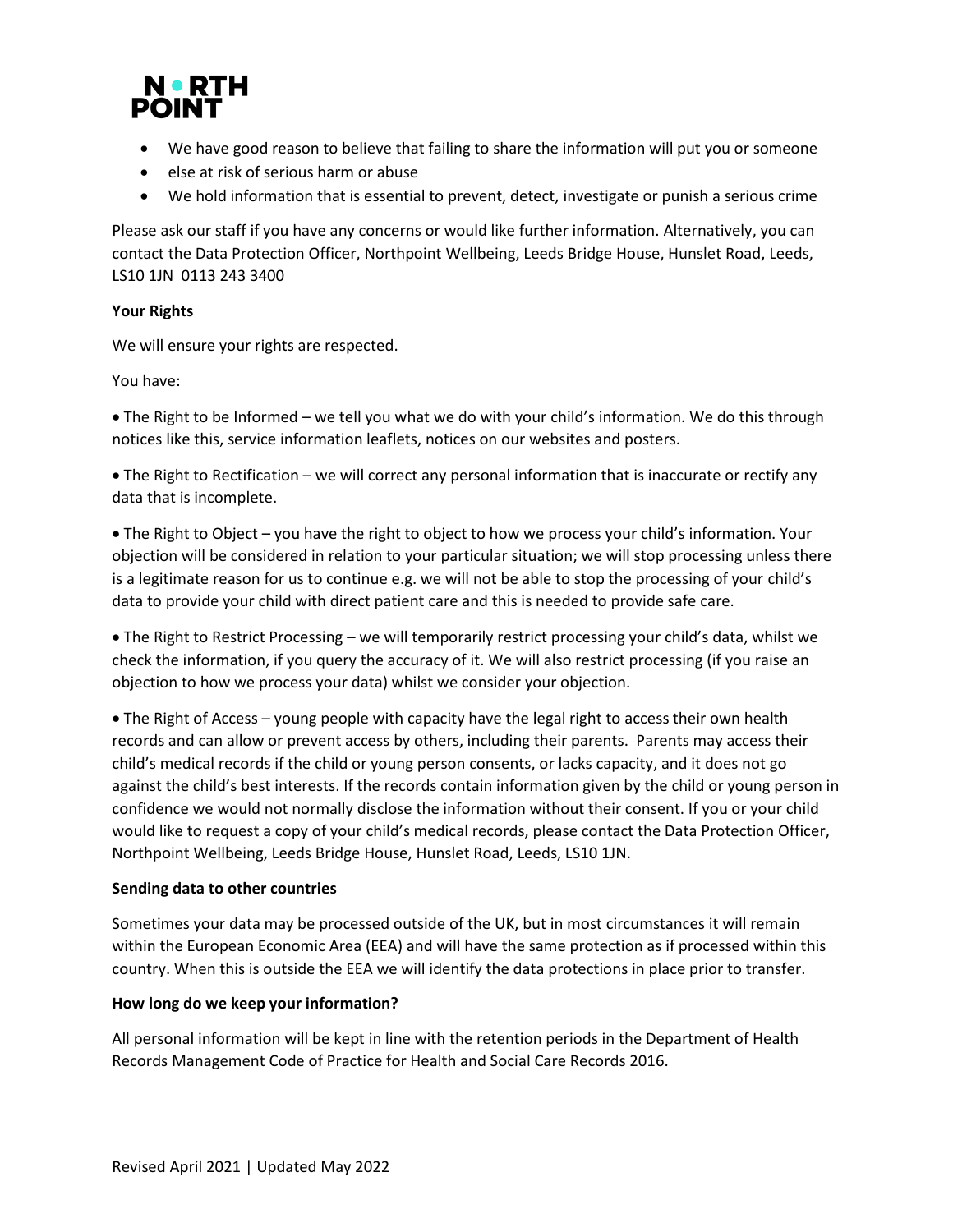- We have good reason to believe that failing to share the information will put you or someone
- else at risk of serious harm or abuse
- We hold information that is essential to prevent, detect, investigate or punish a serious crime

Please ask our staff if you have any concerns or would like further information. Alternatively, you can contact the Data Protection Officer, Northpoint Wellbeing, Leeds Bridge House, Hunslet Road, Leeds, LS10 1JN 0113 243 3400

**Your Rights**

We will ensure your rights are respected.

You have:

- The Right to be Informed – we tell you what we do with your child's information. We do this through notices like this, service information leaflets, notices on our websites and posters.

- The Right to Rectification – we will correct any personal information that is inaccurate or rectify any data that is incomplete.

- The Right to Object – you have the right to object to how we process your child's information. Your objection will be considered in relation to your particular situation; we will stop processing unless there is a legitimate reason for us to continue e.g. we will not be able to stop the processing of your child's data to provide your child with direct patient care and this is needed to provide safe care.

- The Right to Restrict Processing – we will temporarily restrict processing your child's data, whilst we check the information, if you query the accuracy of it. We will also restrict processing (if you raise an objection to how we process your data) whilst we consider your objection.

- The Right of Access – young people with capacity have the legal right to access their own health records and can allow or prevent access by others, including their parents. Parents may access their child's medical records if the child or young person consents, or lacks capacity, and it does not go against the child's best interests. If the records contain information given by the child or young person in confidence we would not normally disclose the information without their consent. If you or your child would like to request a copy of your child's medical records, please contact the Data Protection Officer, Northpoint Wellbeing, Leeds Bridge House, Hunslet Road, Leeds, LS10 1JN.

**Sending data to other countries**

Sometimes your data may be processed outside of the UK, but in most circumstances it will remain within the European Economic Area (EEA) and will have the same protection as if processed within this country. When this is outside the EEA we will identify the data protections in place prior to transfer.

**How long do we keep your information?**

All personal information will be kept in line with the retention periods in the Department of Health Records Management Code of Practice for Health and Social Care Records 2016.

Revised April 2021 | Updated May 2022